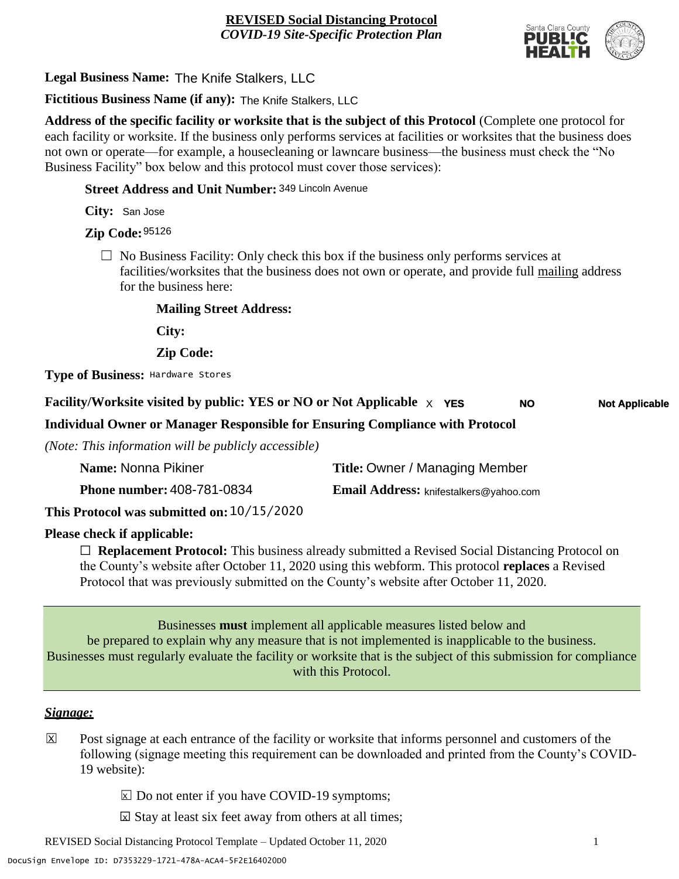**REVISED Social Distancing Protocol**
*COVID-19 Site-Specific Protection Plan*

**Legal Business Name:** The Knife Stalkers, LLC

**Fictitious Business Name (if any):** The Knife Stalkers, LLC

**Address of the specific facility or worksite that is the subject of this Protocol** (Complete one protocol for each facility or worksite. If the business only performs services at facilities or worksites that the business does not own or operate—for example, a housecleaning or lawncare business—the business must check the "No Business Facility" box below and this protocol must cover those services):

**Street Address and Unit Number:** 349 Lincoln Avenue

**City:** San Jose

**Zip Code:** 95126

☐ No Business Facility: Only check this box if the business only performs services at facilities/worksites that the business does not own or operate, and provide full mailing address for the business here:

**Mailing Street Address:**

**City:**

**Zip Code:**

**Type of Business:** Hardware Stores

**Facility/Worksite visited by public: YES or NO or Not Applicable** X **YES** **NO** **Not Applicable**

**Individual Owner or Manager Responsible for Ensuring Compliance with Protocol**

*(Note: This information will be publicly accessible)*

**Name:** Nonna Pikiner **Title:** Owner / Managing Member

**Phone number:** 408-781-0834 **Email Address:** knifestalkers@yahoo.com

**This Protocol was submitted on:** 10/15/2020

**Please check if applicable:**

☐ **Replacement Protocol:** This business already submitted a Revised Social Distancing Protocol on the County's website after October 11, 2020 using this webform. This protocol **replaces** a Revised Protocol that was previously submitted on the County's website after October 11, 2020.

Businesses **must** implement all applicable measures listed below and be prepared to explain why any measure that is not implemented is inapplicable to the business. Businesses must regularly evaluate the facility or worksite that is the subject of this submission for compliance with this Protocol.

## *Signage:*

☒ Post signage at each entrance of the facility or worksite that informs personnel and customers of the following (signage meeting this requirement can be downloaded and printed from the County's COVID-19 website):

- ☒ Do not enter if you have COVID-19 symptoms;
- ☒ Stay at least six feet away from others at all times;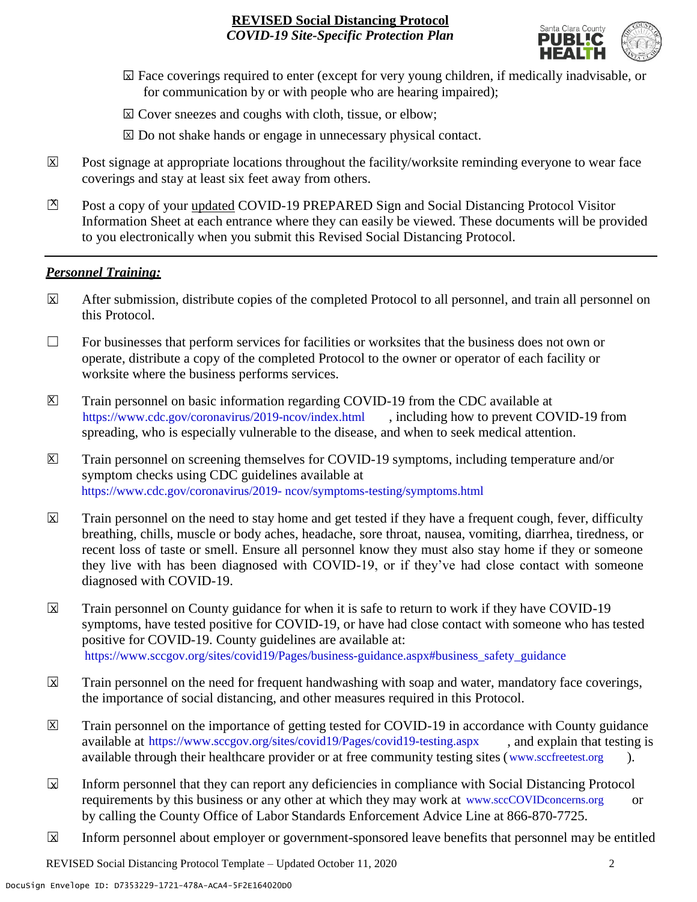☒ Face coverings required to enter (except for very young children, if medically inadvisable, or for communication by or with people who are hearing impaired);

☒ Cover sneezes and coughs with cloth, tissue, or elbow;

☒ Do not shake hands or engage in unnecessary physical contact.

☒ Post signage at appropriate locations throughout the facility/worksite reminding everyone to wear face coverings and stay at least six feet away from others.

☒ Post a copy of your updated COVID-19 PREPARED Sign and Social Distancing Protocol Visitor Information Sheet at each entrance where they can easily be viewed. These documents will be provided to you electronically when you submit this Revised Social Distancing Protocol.

---

***Personnel Training:***

☒ After submission, distribute copies of the completed Protocol to all personnel, and train all personnel on this Protocol.

☐ For businesses that perform services for facilities or worksites that the business does not own or operate, distribute a copy of the completed Protocol to the owner or operator of each facility or worksite where the business performs services.

☒ Train personnel on basic information regarding COVID-19 from the CDC available at https://www.cdc.gov/coronavirus/2019-ncov/index.html, including how to prevent COVID-19 from spreading, who is especially vulnerable to the disease, and when to seek medical attention.

☒ Train personnel on screening themselves for COVID-19 symptoms, including temperature and/or symptom checks using CDC guidelines available at https://www.cdc.gov/coronavirus/2019- ncov/symptoms-testing/symptoms.html

☒ Train personnel on the need to stay home and get tested if they have a frequent cough, fever, difficulty breathing, chills, muscle or body aches, headache, sore throat, nausea, vomiting, diarrhea, tiredness, or recent loss of taste or smell. Ensure all personnel know they must also stay home if they or someone they live with has been diagnosed with COVID-19, or if they've had close contact with someone diagnosed with COVID-19.

☒ Train personnel on County guidance for when it is safe to return to work if they have COVID-19 symptoms, have tested positive for COVID-19, or have had close contact with someone who has tested positive for COVID-19. County guidelines are available at: https://www.sccgov.org/sites/covid19/Pages/business-guidance.aspx#business_safety_guidance

☒ Train personnel on the need for frequent handwashing with soap and water, mandatory face coverings, the importance of social distancing, and other measures required in this Protocol.

☒ Train personnel on the importance of getting tested for COVID-19 in accordance with County guidance available at https://www.sccgov.org/sites/covid19/Pages/covid19-testing.aspx, and explain that testing is available through their healthcare provider or at free community testing sites (www.sccfreetest.org).

☒ Inform personnel that they can report any deficiencies in compliance with Social Distancing Protocol requirements by this business or any other at which they may work at www.sccCOVIDconcerns.org or by calling the County Office of Labor Standards Enforcement Advice Line at 866-870-7725.

☒ Inform personnel about employer or government-sponsored leave benefits that personnel may be entitled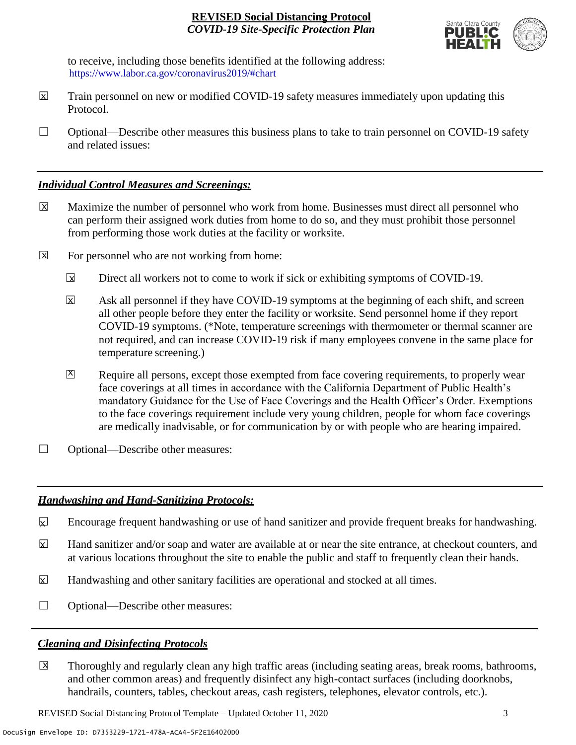to receive, including those benefits identified at the following address: https://www.labor.ca.gov/coronavirus2019/#chart

☒ Train personnel on new or modified COVID-19 safety measures immediately upon updating this Protocol.

☐ Optional—Describe other measures this business plans to take to train personnel on COVID-19 safety and related issues:

---

## *Individual Control Measures and Screenings:*

☒ Maximize the number of personnel who work from home. Businesses must direct all personnel who can perform their assigned work duties from home to do so, and they must prohibit those personnel from performing those work duties at the facility or worksite.

☒ For personnel who are not working from home:

- ☒ Direct all workers not to come to work if sick or exhibiting symptoms of COVID-19.
- ☒ Ask all personnel if they have COVID-19 symptoms at the beginning of each shift, and screen all other people before they enter the facility or worksite. Send personnel home if they report COVID-19 symptoms. (*Note, temperature screenings with thermometer or thermal scanner are not required, and can increase COVID-19 risk if many employees convene in the same place for temperature screening.)
- ☒ Require all persons, except those exempted from face covering requirements, to properly wear face coverings at all times in accordance with the California Department of Public Health's mandatory Guidance for the Use of Face Coverings and the Health Officer's Order. Exemptions to the face coverings requirement include very young children, people for whom face coverings are medically inadvisable, or for communication by or with people who are hearing impaired.

☐ Optional—Describe other measures:

---

## *Handwashing and Hand-Sanitizing Protocols:*

☒ Encourage frequent handwashing or use of hand sanitizer and provide frequent breaks for handwashing.

☒ Hand sanitizer and/or soap and water are available at or near the site entrance, at checkout counters, and at various locations throughout the site to enable the public and staff to frequently clean their hands.

☒ Handwashing and other sanitary facilities are operational and stocked at all times.

☐ Optional—Describe other measures:

---

## *Cleaning and Disinfecting Protocols*

☒ Thoroughly and regularly clean any high traffic areas (including seating areas, break rooms, bathrooms, and other common areas) and frequently disinfect any high-contact surfaces (including doorknobs, handrails, counters, tables, checkout areas, cash registers, telephones, elevator controls, etc.).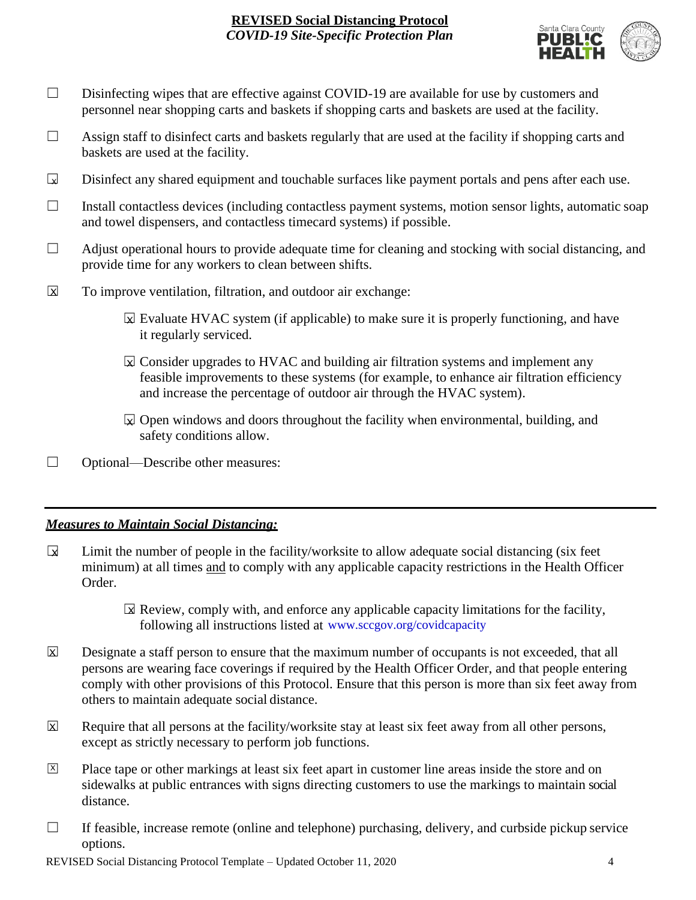- ☐ Disinfecting wipes that are effective against COVID-19 are available for use by customers and personnel near shopping carts and baskets if shopping carts and baskets are used at the facility.
- ☐ Assign staff to disinfect carts and baskets regularly that are used at the facility if shopping carts and baskets are used at the facility.
- ☒ Disinfect any shared equipment and touchable surfaces like payment portals and pens after each use.
- ☐ Install contactless devices (including contactless payment systems, motion sensor lights, automatic soap and towel dispensers, and contactless timecard systems) if possible.
- ☐ Adjust operational hours to provide adequate time for cleaning and stocking with social distancing, and provide time for any workers to clean between shifts.
- ☒ To improve ventilation, filtration, and outdoor air exchange:
  - ☒ Evaluate HVAC system (if applicable) to make sure it is properly functioning, and have it regularly serviced.
  - ☒ Consider upgrades to HVAC and building air filtration systems and implement any feasible improvements to these systems (for example, to enhance air filtration efficiency and increase the percentage of outdoor air through the HVAC system).
  - ☒ Open windows and doors throughout the facility when environmental, building, and safety conditions allow.
- ☐ Optional—Describe other measures:

---

***Measures to Maintain Social Distancing:***

- ☒ Limit the number of people in the facility/worksite to allow adequate social distancing (six feet minimum) at all times and to comply with any applicable capacity restrictions in the Health Officer Order.
  - ☒ Review, comply with, and enforce any applicable capacity limitations for the facility, following all instructions listed at www.sccgov.org/covidcapacity
- ☒ Designate a staff person to ensure that the maximum number of occupants is not exceeded, that all persons are wearing face coverings if required by the Health Officer Order, and that people entering comply with other provisions of this Protocol. Ensure that this person is more than six feet away from others to maintain adequate social distance.
- ☒ Require that all persons at the facility/worksite stay at least six feet away from all other persons, except as strictly necessary to perform job functions.
- ☒ Place tape or other markings at least six feet apart in customer line areas inside the store and on sidewalks at public entrances with signs directing customers to use the markings to maintain social distance.
- ☐ If feasible, increase remote (online and telephone) purchasing, delivery, and curbside pickup service options.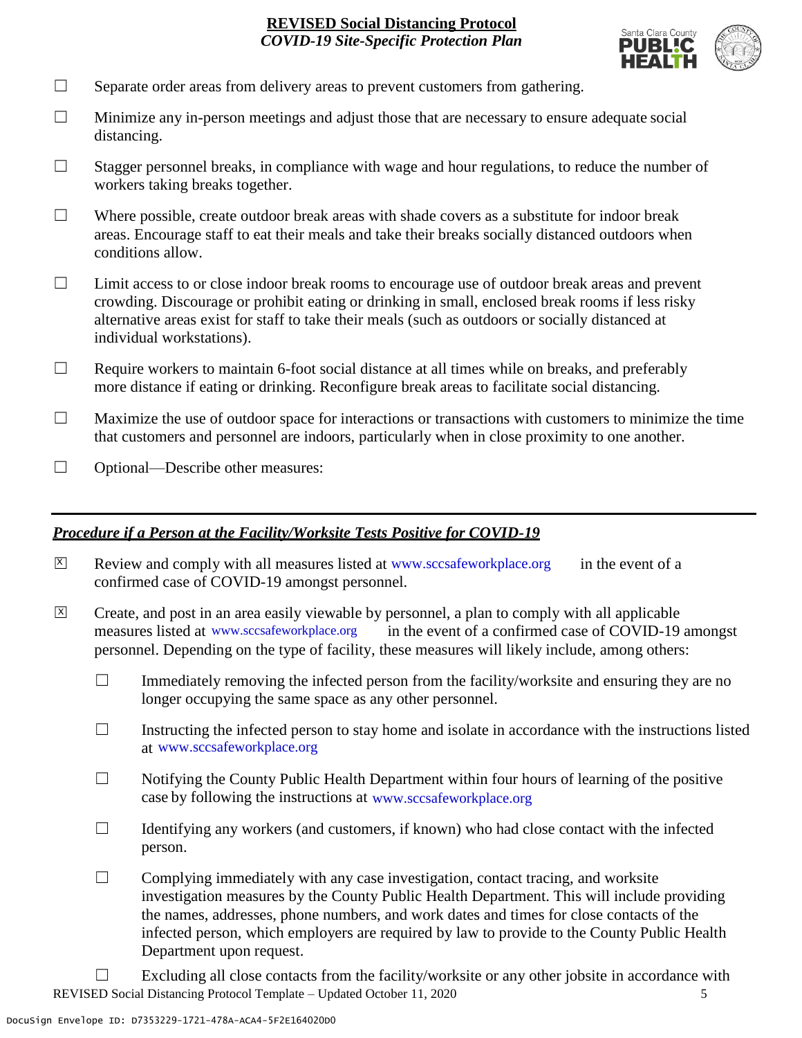- ☐ Separate order areas from delivery areas to prevent customers from gathering.
- ☐ Minimize any in-person meetings and adjust those that are necessary to ensure adequate social distancing.
- ☐ Stagger personnel breaks, in compliance with wage and hour regulations, to reduce the number of workers taking breaks together.
- ☐ Where possible, create outdoor break areas with shade covers as a substitute for indoor break areas. Encourage staff to eat their meals and take their breaks socially distanced outdoors when conditions allow.
- ☐ Limit access to or close indoor break rooms to encourage use of outdoor break areas and prevent crowding. Discourage or prohibit eating or drinking in small, enclosed break rooms if less risky alternative areas exist for staff to take their meals (such as outdoors or socially distanced at individual workstations).
- ☐ Require workers to maintain 6-foot social distance at all times while on breaks, and preferably more distance if eating or drinking. Reconfigure break areas to facilitate social distancing.
- ☐ Maximize the use of outdoor space for interactions or transactions with customers to minimize the time that customers and personnel are indoors, particularly when in close proximity to one another.
- ☐ Optional—Describe other measures:

---

***Procedure if a Person at the Facility/Worksite Tests Positive for COVID-19***

- ☒ Review and comply with all measures listed at www.sccsafeworkplace.org in the event of a confirmed case of COVID-19 amongst personnel.
- ☒ Create, and post in an area easily viewable by personnel, a plan to comply with all applicable measures listed at www.sccsafeworkplace.org in the event of a confirmed case of COVID-19 amongst personnel. Depending on the type of facility, these measures will likely include, among others:
  - ☐ Immediately removing the infected person from the facility/worksite and ensuring they are no longer occupying the same space as any other personnel.
  - ☐ Instructing the infected person to stay home and isolate in accordance with the instructions listed at www.sccsafeworkplace.org
  - ☐ Notifying the County Public Health Department within four hours of learning of the positive case by following the instructions at www.sccsafeworkplace.org
  - ☐ Identifying any workers (and customers, if known) who had close contact with the infected person.
  - ☐ Complying immediately with any case investigation, contact tracing, and worksite investigation measures by the County Public Health Department. This will include providing the names, addresses, phone numbers, and work dates and times for close contacts of the infected person, which employers are required by law to provide to the County Public Health Department upon request.
  - ☐ Excluding all close contacts from the facility/worksite or any other jobsite in accordance with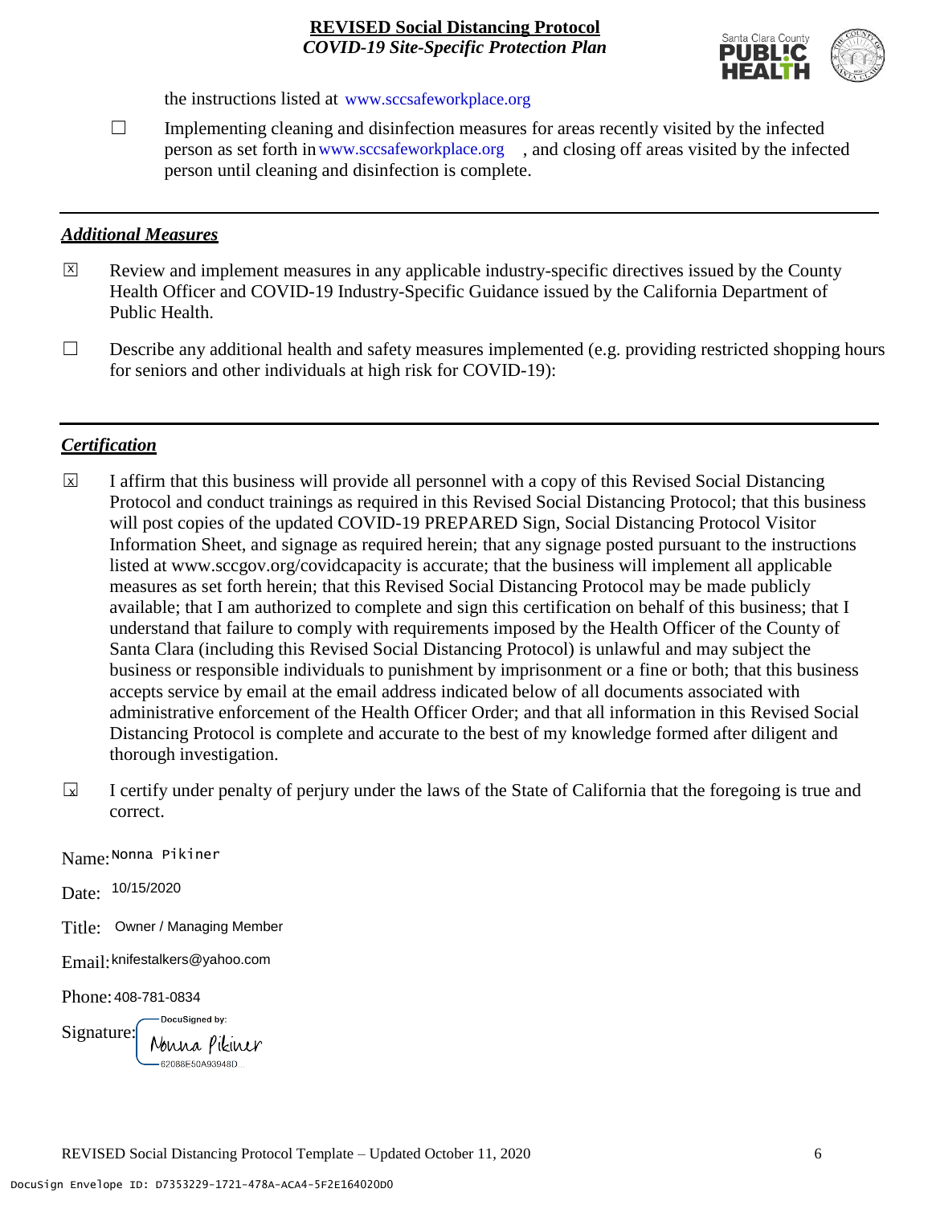the instructions listed at www.sccsafeworkplace.org

☐ Implementing cleaning and disinfection measures for areas recently visited by the infected person as set forth in www.sccsafeworkplace.org , and closing off areas visited by the infected person until cleaning and disinfection is complete.

## *Additional Measures*

☒ Review and implement measures in any applicable industry-specific directives issued by the County Health Officer and COVID-19 Industry-Specific Guidance issued by the California Department of Public Health.

☐ Describe any additional health and safety measures implemented (e.g. providing restricted shopping hours for seniors and other individuals at high risk for COVID-19):

## *Certification*

☒ I affirm that this business will provide all personnel with a copy of this Revised Social Distancing Protocol and conduct trainings as required in this Revised Social Distancing Protocol; that this business will post copies of the updated COVID-19 PREPARED Sign, Social Distancing Protocol Visitor Information Sheet, and signage as required herein; that any signage posted pursuant to the instructions listed at www.sccgov.org/covidcapacity is accurate; that the business will implement all applicable measures as set forth herein; that this Revised Social Distancing Protocol may be made publicly available; that I am authorized to complete and sign this certification on behalf of this business; that I understand that failure to comply with requirements imposed by the Health Officer of the County of Santa Clara (including this Revised Social Distancing Protocol) is unlawful and may subject the business or responsible individuals to punishment by imprisonment or a fine or both; that this business accepts service by email at the email address indicated below of all documents associated with administrative enforcement of the Health Officer Order; and that all information in this Revised Social Distancing Protocol is complete and accurate to the best of my knowledge formed after diligent and thorough investigation.

☒ I certify under penalty of perjury under the laws of the State of California that the foregoing is true and correct.

Name: Nonna Pikiner

Date: 10/15/2020

Title: Owner / Managing Member

Email: knifestalkers@yahoo.com

Phone: 408-781-0834

Signature: DocuSigned by: Nonna Pikiner 62088E50A93948D...